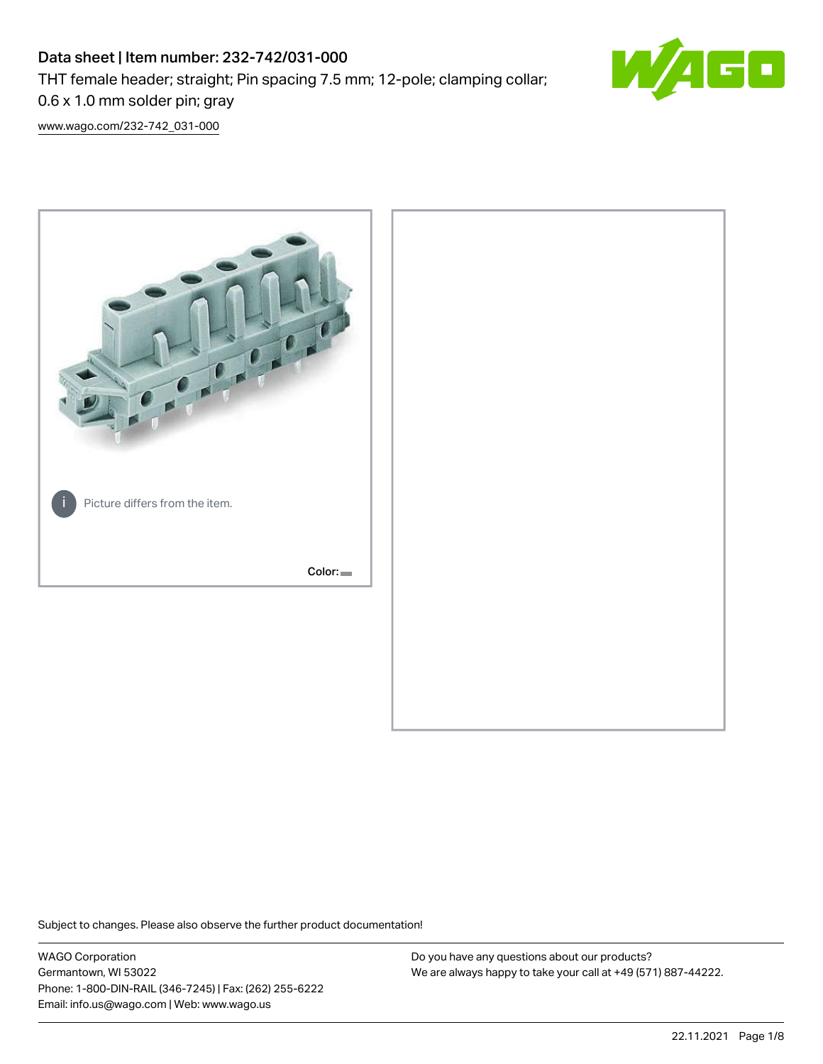# Data sheet | Item number: 232-742/031-000

THT female header; straight; Pin spacing 7.5 mm; 12-pole; clamping collar; 0.6 x 1.0 mm solder pin; gray

www.wago.com/232-742_031-000

Picture differs from the item.

Color:

Subject to changes. Please also observe the further product documentation!

WAGO Corporation
Germantown, WI 53022
Phone: 1-800-DIN-RAIL (346-7245) | Fax: (262) 255-6222
Email: info.us@wago.com | Web: www.wago.us

Do you have any questions about our products?
We are always happy to take your call at +49 (571) 887-44222.

22.11.2021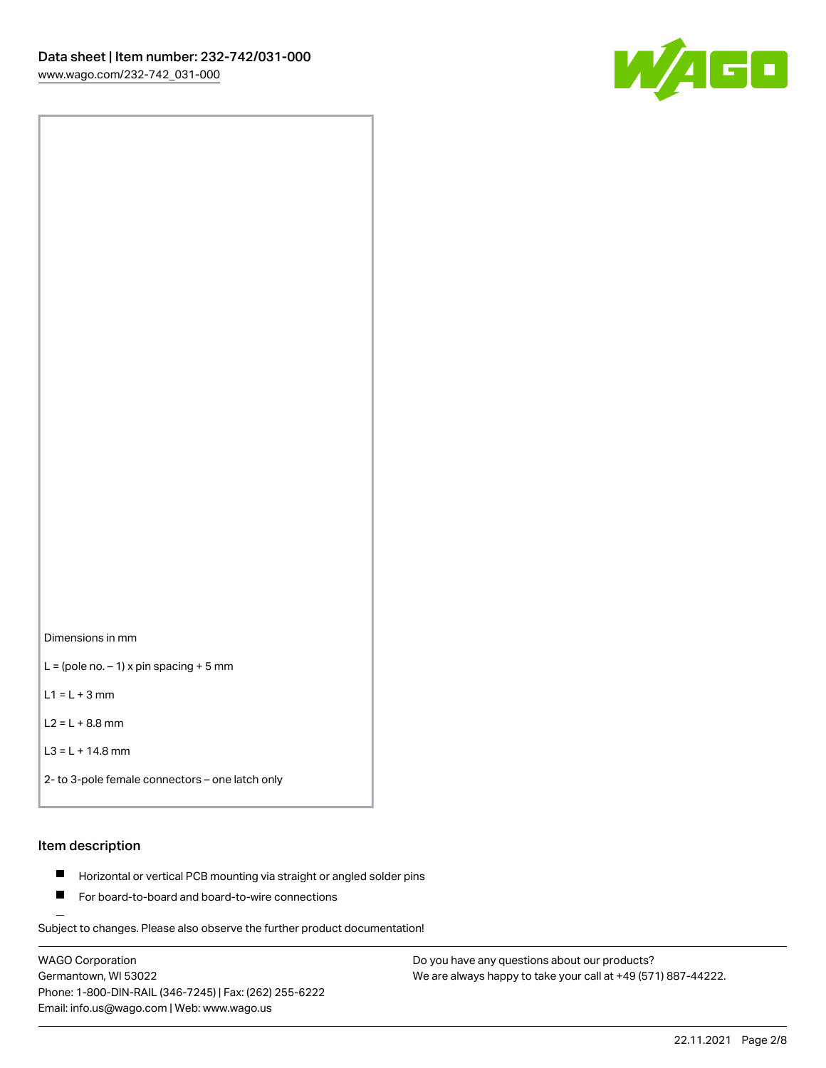Dimensions in mm

L = (pole no. – 1) x pin spacing + 5 mm

L1 = L + 3 mm

L2 = L + 8.8 mm

L3 = L + 14.8 mm

2- to 3-pole female connectors – one latch only

## Item description

- Horizontal or vertical PCB mounting via straight or angled solder pins
- For board-to-board and board-to-wire connections

Subject to changes. Please also observe the further product documentation!

WAGO Corporation
Germantown, WI 53022
Phone: 1-800-DIN-RAIL (346-7245) | Fax: (262) 255-6222
Email: info.us@wago.com | Web: www.wago.us

Do you have any questions about our products?
We are always happy to take your call at +49 (571) 887-44222.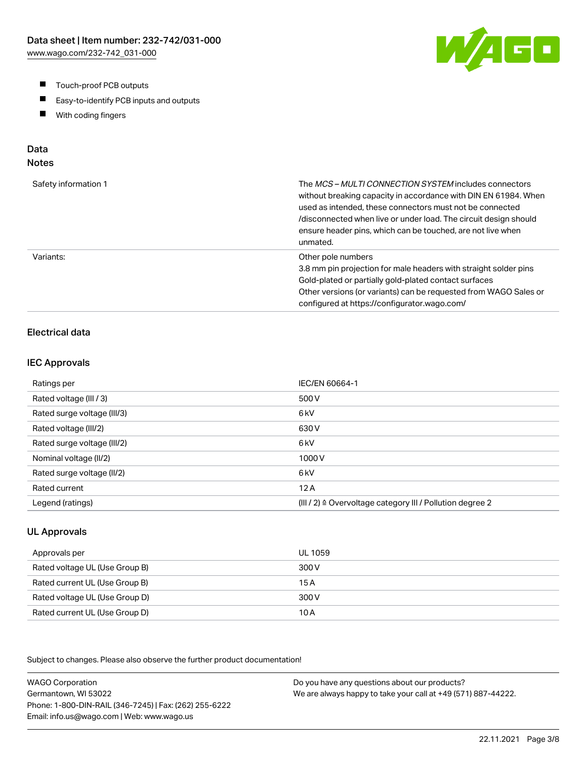- Touch-proof PCB outputs
- Easy-to-identify PCB inputs and outputs
- With coding fingers

## Data

### Notes

| | |
|---|---|
| Safety information 1 | The *MCS – MULTI CONNECTION SYSTEM* includes connectors without breaking capacity in accordance with DIN EN 61984. When used as intended, these connectors must not be connected /disconnected when live or under load. The circuit design should ensure header pins, which can be touched, are not live when unmated. |
| Variants: | Other pole numbers<br>3.8 mm pin projection for male headers with straight solder pins<br>Gold-plated or partially gold-plated contact surfaces<br>Other versions (or variants) can be requested from WAGO Sales or configured at https://configurator.wago.com/ |

### Electrical data

#### IEC Approvals

| | |
|---|---|
| Ratings per | IEC/EN 60664-1 |
| Rated voltage (III / 3) | 500 V |
| Rated surge voltage (III/3) | 6 kV |
| Rated voltage (III/2) | 630 V |
| Rated surge voltage (III/2) | 6 kV |
| Nominal voltage (II/2) | 1000 V |
| Rated surge voltage (II/2) | 6 kV |
| Rated current | 12 A |
| Legend (ratings) | (III / 2) ≙ Overvoltage category III / Pollution degree 2 |

#### UL Approvals

| | |
|---|---|
| Approvals per | UL 1059 |
| Rated voltage UL (Use Group B) | 300 V |
| Rated current UL (Use Group B) | 15 A |
| Rated voltage UL (Use Group D) | 300 V |
| Rated current UL (Use Group D) | 10 A |

Subject to changes. Please also observe the further product documentation!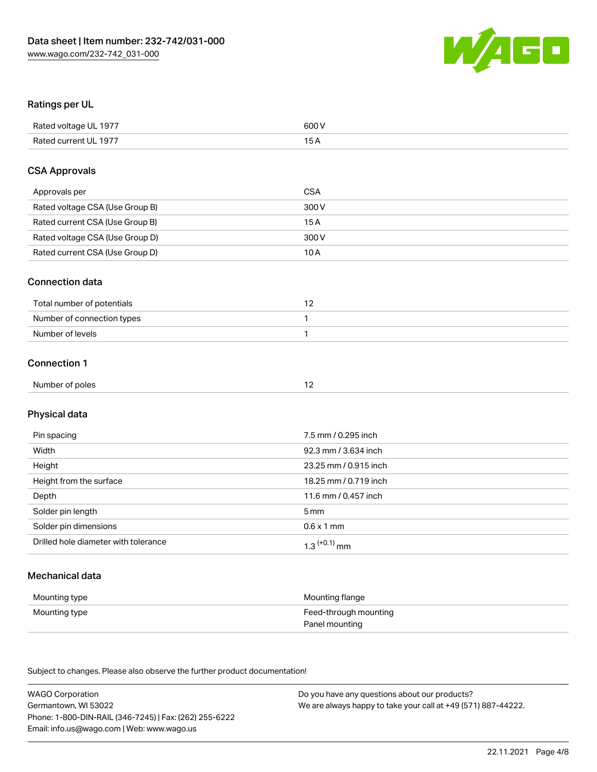## Ratings per UL

| | |
|---|---|
| Rated voltage UL 1977 | 600 V |
| Rated current UL 1977 | 15 A |

## CSA Approvals

| | |
|---|---|
| Approvals per | CSA |
| Rated voltage CSA (Use Group B) | 300 V |
| Rated current CSA (Use Group B) | 15 A |
| Rated voltage CSA (Use Group D) | 300 V |
| Rated current CSA (Use Group D) | 10 A |

## Connection data

| | |
|---|---|
| Total number of potentials | 12 |
| Number of connection types | 1 |
| Number of levels | 1 |

## Connection 1

| | |
|---|---|
| Number of poles | 12 |

## Physical data

| | |
|---|---|
| Pin spacing | 7.5 mm / 0.295 inch |
| Width | 92.3 mm / 3.634 inch |
| Height | 23.25 mm / 0.915 inch |
| Height from the surface | 18.25 mm / 0.719 inch |
| Depth | 11.6 mm / 0.457 inch |
| Solder pin length | 5 mm |
| Solder pin dimensions | 0.6 x 1 mm |
| Drilled hole diameter with tolerance | $1.3^{(+0.1)}$ mm |

## Mechanical data

| | |
|---|---|
| Mounting type | Mounting flange |
| Mounting type | Feed-through mounting<br>Panel mounting |

Subject to changes. Please also observe the further product documentation!

WAGO Corporation
Germantown, WI 53022
Phone: 1-800-DIN-RAIL (346-7245) | Fax: (262) 255-6222
Email: info.us@wago.com | Web: www.wago.us

Do you have any questions about our products?
We are always happy to take your call at +49 (571) 887-44222.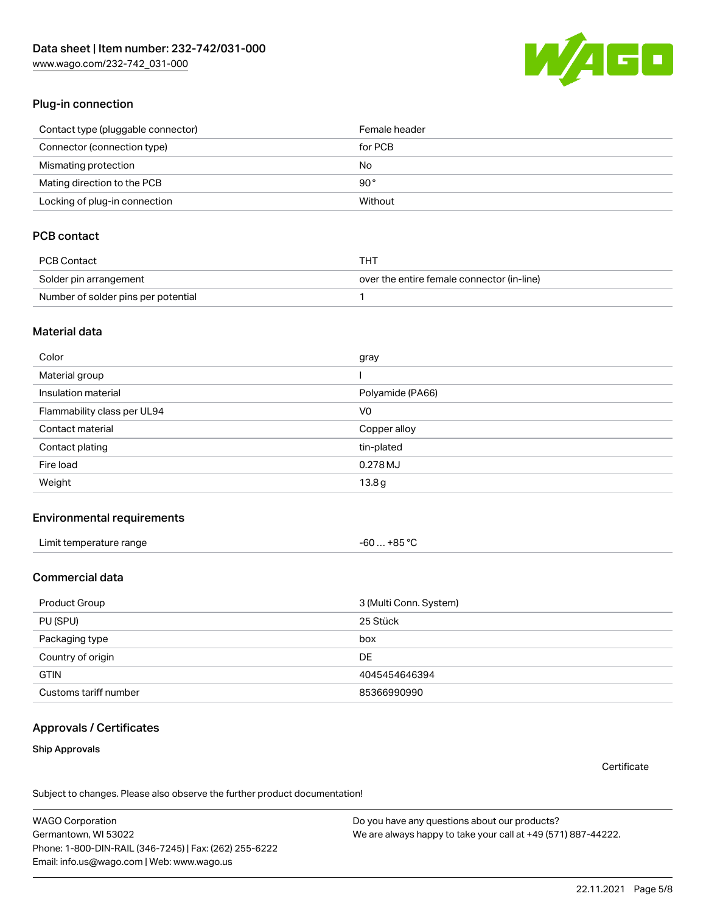## Plug-in connection

| | |
|---|---|
| Contact type (pluggable connector) | Female header |
| Connector (connection type) | for PCB |
| Mismating protection | No |
| Mating direction to the PCB | 90° |
| Locking of plug-in connection | Without |

## PCB contact

| | |
|---|---|
| PCB Contact | THT |
| Solder pin arrangement | over the entire female connector (in-line) |
| Number of solder pins per potential | 1 |

## Material data

| | |
|---|---|
| Color | gray |
| Material group | I |
| Insulation material | Polyamide (PA66) |
| Flammability class per UL94 | V0 |
| Contact material | Copper alloy |
| Contact plating | tin-plated |
| Fire load | 0.278 MJ |
| Weight | 13.8 g |

## Environmental requirements

| | |
|---|---|
| Limit temperature range | -60 … +85 °C |

## Commercial data

| | |
|---|---|
| Product Group | 3 (Multi Conn. System) |
| PU (SPU) | 25 Stück |
| Packaging type | box |
| Country of origin | DE |
| GTIN | 4045454646394 |
| Customs tariff number | 85366990990 |

## Approvals / Certificates

### Ship Approvals

Certificate

Subject to changes. Please also observe the further product documentation!

WAGO Corporation
Germantown, WI 53022
Phone: 1-800-DIN-RAIL (346-7245) | Fax: (262) 255-6222
Email: info.us@wago.com | Web: www.wago.us

Do you have any questions about our products?
We are always happy to take your call at +49 (571) 887-44222.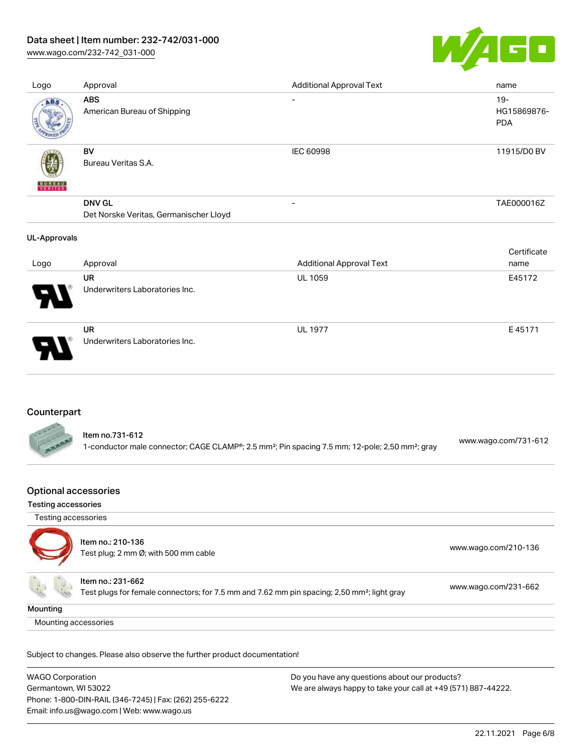Data sheet | Item number: 232-742/031-000
www.wago.com/232-742_031-000

| Logo | Approval | Additional Approval Text | name |
|---|---|---|---|
| | **ABS**<br>American Bureau of Shipping | - | 19-HG15869876-PDA |
| | **BV**<br>Bureau Veritas S.A. | IEC 60998 | 11915/D0 BV |
| | **DNV GL**<br>Det Norske Veritas, Germanischer Lloyd | - | TAE000016Z |

**UL-Approvals**

| Logo | Approval | Additional Approval Text | Certificate name |
|---|---|---|---|
| | **UR**<br>Underwriters Laboratories Inc. | UL 1059 | E45172 |
| | **UR**<br>Underwriters Laboratories Inc. | UL 1977 | E 45171 |

## Counterpart

Item no.731-612
1-conductor male connector; CAGE CLAMP®; 2.5 mm²; Pin spacing 7.5 mm; 12-pole; 2,50 mm²; gray — www.wago.com/731-612

## Optional accessories

### Testing accessories

Testing accessories

| | |
|---|---|
| Item no.: 210-136<br>Test plug; 2 mm Ø; with 500 mm cable | www.wago.com/210-136 |
| Item no.: 231-662<br>Test plugs for female connectors; for 7.5 mm and 7.62 mm pin spacing; 2,50 mm²; light gray | www.wago.com/231-662 |

### Mounting

Mounting accessories

Subject to changes. Please also observe the further product documentation!

WAGO Corporation
Germantown, WI 53022
Phone: 1-800-DIN-RAIL (346-7245) | Fax: (262) 255-6222
Email: info.us@wago.com | Web: www.wago.us

Do you have any questions about our products?
We are always happy to take your call at +49 (571) 887-44222.

22.11.2021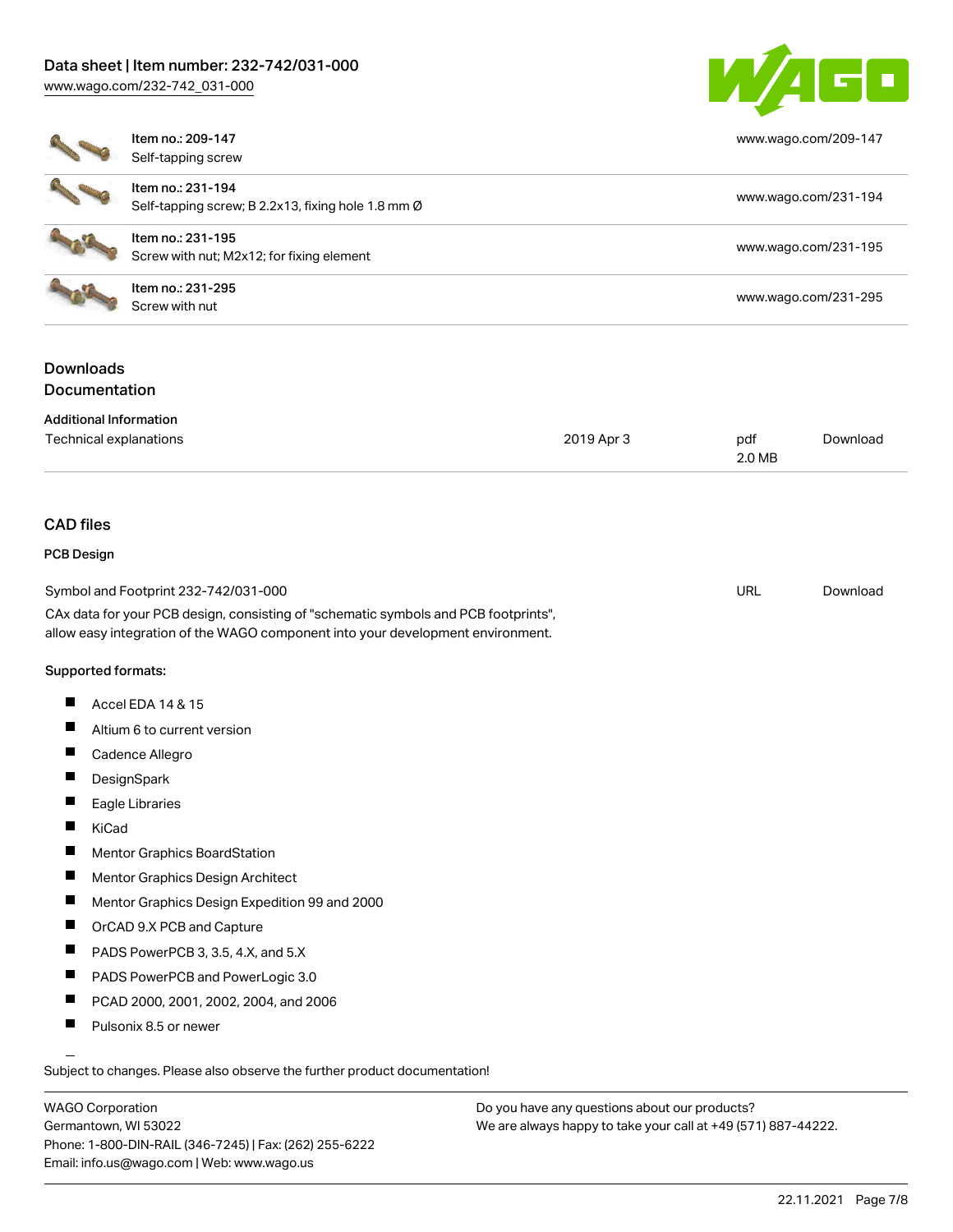| Item | URL |
|---|---|
| Item no.: 209-147<br>Self-tapping screw | www.wago.com/209-147 |
| Item no.: 231-194<br>Self-tapping screw; B 2.2x13, fixing hole 1.8 mm Ø | www.wago.com/231-194 |
| Item no.: 231-195<br>Screw with nut; M2x12; for fixing element | www.wago.com/231-195 |
| Item no.: 231-295<br>Screw with nut | www.wago.com/231-295 |

## Downloads
## Documentation

### Additional Information

| | | | |
|---|---|---|---|
| Technical explanations | 2019 Apr 3 | pdf<br>2.0 MB | Download |

## CAD files

### PCB Design

| | | |
|---|---|---|
| Symbol and Footprint 232-742/031-000 | URL | Download |

CAx data for your PCB design, consisting of "schematic symbols and PCB footprints", allow easy integration of the WAGO component into your development environment.

**Supported formats:**

- Accel EDA 14 & 15
- Altium 6 to current version
- Cadence Allegro
- DesignSpark
- Eagle Libraries
- KiCad
- Mentor Graphics BoardStation
- Mentor Graphics Design Architect
- Mentor Graphics Design Expedition 99 and 2000
- OrCAD 9.X PCB and Capture
- PADS PowerPCB 3, 3.5, 4.X, and 5.X
- PADS PowerPCB and PowerLogic 3.0
- PCAD 2000, 2001, 2002, 2004, and 2006
- Pulsonix 8.5 or newer

Subject to changes. Please also observe the further product documentation!

WAGO Corporation
Germantown, WI 53022
Phone: 1-800-DIN-RAIL (346-7245) | Fax: (262) 255-6222
Email: info.us@wago.com | Web: www.wago.us

Do you have any questions about our products?
We are always happy to take your call at +49 (571) 887-44222.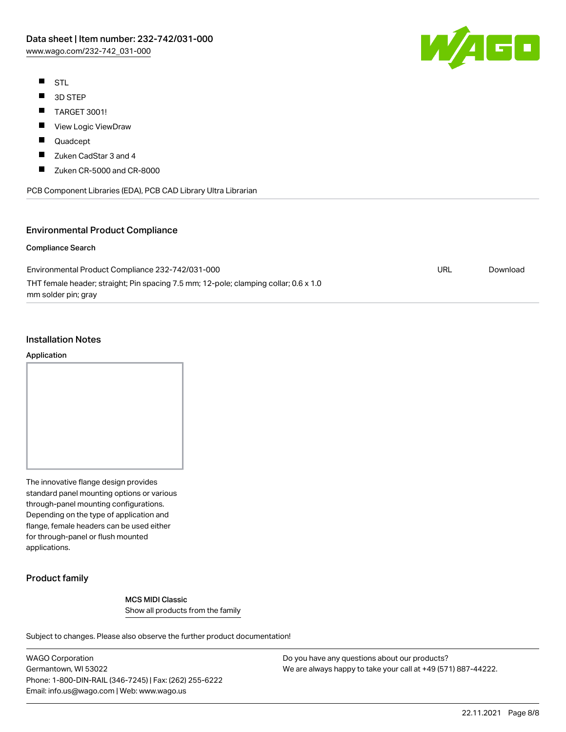- STL
- 3D STEP
- TARGET 3001!
- View Logic ViewDraw
- Quadcept
- Zuken CadStar 3 and 4
- Zuken CR-5000 and CR-8000

PCB Component Libraries (EDA), PCB CAD Library Ultra Librarian

## Environmental Product Compliance

### Compliance Search

| | | |
|---|---|---|
| Environmental Product Compliance 232-742/031-000<br>THT female header; straight; Pin spacing 7.5 mm; 12-pole; clamping collar; 0.6 x 1.0 mm solder pin; gray | URL | Download |

## Installation Notes

### Application

The innovative flange design provides standard panel mounting options or various through-panel mounting configurations. Depending on the type of application and flange, female headers can be used either for through-panel or flush mounted applications.

## Product family

MCS MIDI Classic
Show all products from the family

Subject to changes. Please also observe the further product documentation!

WAGO Corporation
Germantown, WI 53022
Phone: 1-800-DIN-RAIL (346-7245) | Fax: (262) 255-6222
Email: info.us@wago.com | Web: www.wago.us

Do you have any questions about our products?
We are always happy to take your call at +49 (571) 887-44222.